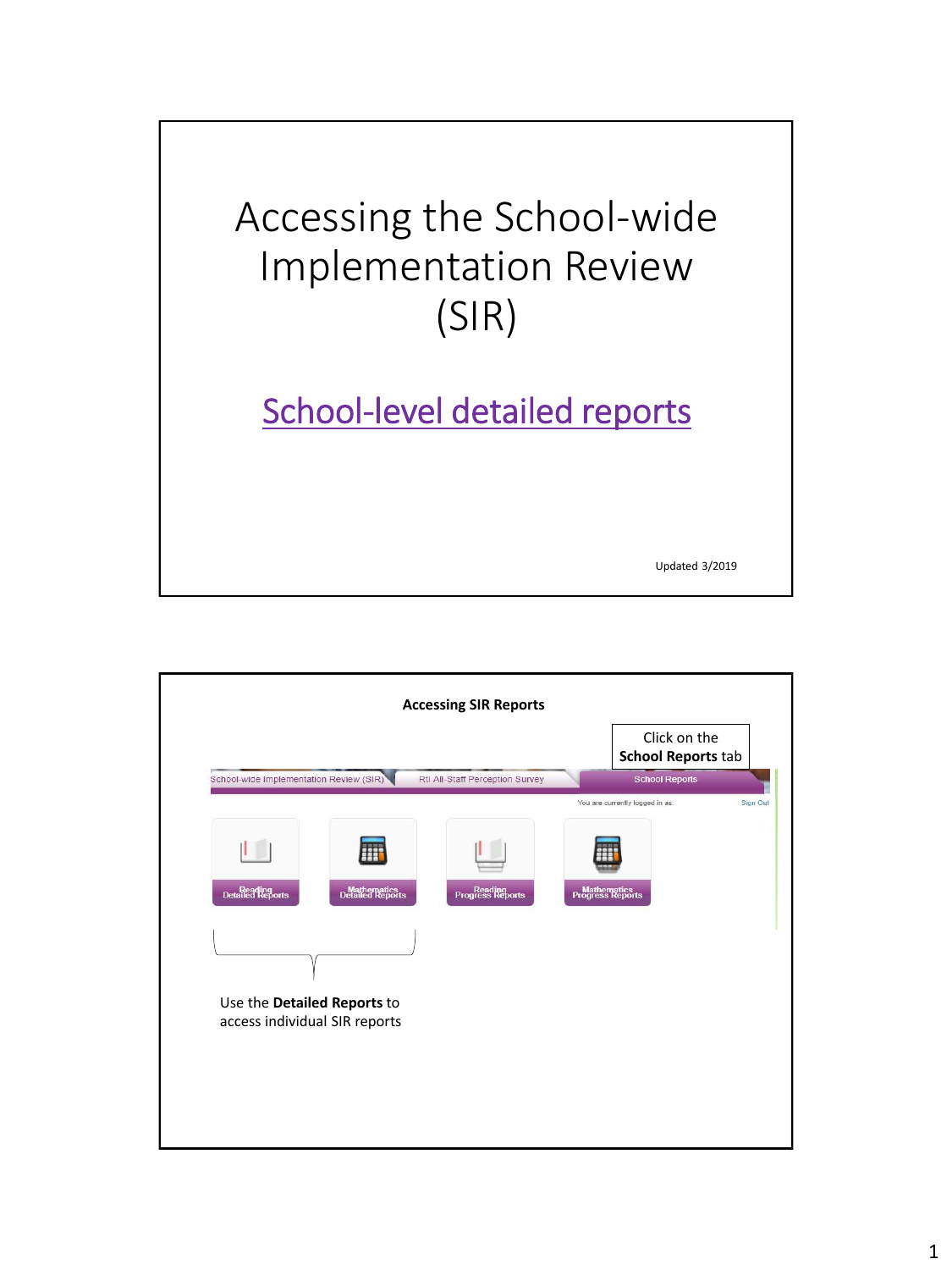# Accessing the School-wide Implementation Review (SIR)

## School-level detailed reports

Updated 3/2019

---

**Accessing SIR Reports**

Click on the **School Reports** tab

School-wide Implementation Review (SIR) | RtI All-Staff Perception Survey | School Reports

You are currently logged in as: | Sign Out

Reading Detailed Reports | Mathematics Detailed Reports | Reading Progress Reports | Mathematics Progress Reports

Use the **Detailed Reports** to access individual SIR reports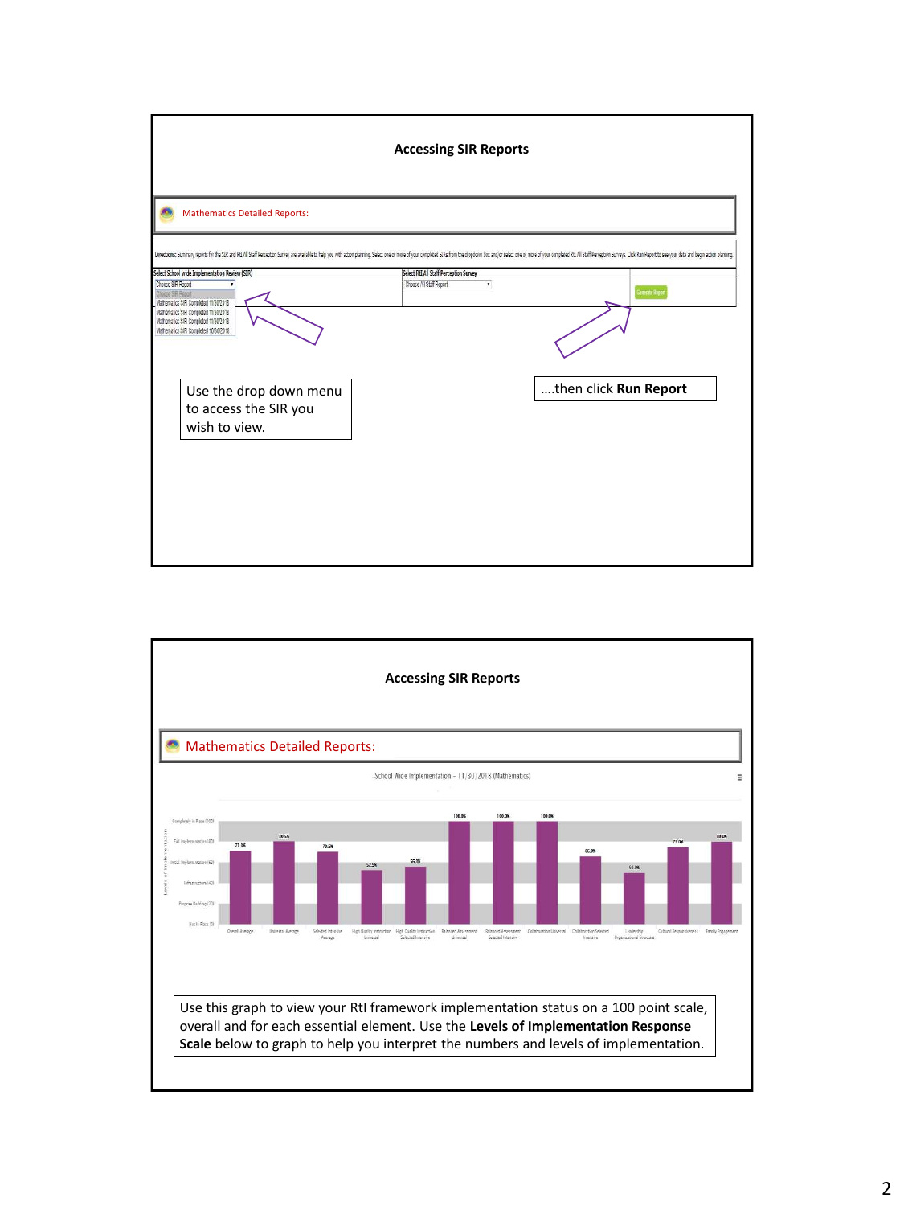## Accessing SIR Reports

Mathematics Detailed Reports:

Directions: Summary reports for the SIR and RtI All Staff Perception Survey are available to help you with action planning. Select one or more of your completed SIRs from the dropdown box and/or select one or more of your completed RtI All Staff Perception Surveys. Click Run Report to see your data and begin action planning.

Select School-wide Implementation Review (SIR) | Select RtI All Staff Perception Survey

Choose SIR Report
- Choose SIR Report
- Mathematics SIR Completed 11/30/2018
- Mathematics SIR Completed 11/30/2018
- Mathematics SIR Completed 11/30/2018
- Mathematics SIR Completed 10/30/2018

Choose All Staff Report

Generate Report

Use the drop down menu to access the SIR you wish to view.

....then click **Run Report**

## Accessing SIR Reports

Mathematics Detailed Reports:

School Wide Implementation - 11/30/2018 (Mathematics)

| Element | Level |
|---|---|
| Overall Average | 71.3% |
| Universal Average | 80.5% |
| Selected Intensive Average | 70.5% |
| High Quality Instruction Universal | 52.5% |
| High Quality Instruction Selected Intensive | 55.3% |
| Balanced Assessment Universal | 100.0% |
| Balanced Assessment Selected Intensive | 100.0% |
| Collaboration Universal | 100.0% |
| Collaboration Selected Intensive | 66.0% |
| Leadership Organizational Structure | 50.0% |
| Cultural Responsiveness | 75.0% |
| Family Engagement | 80.0% |

Levels of Implementation: Completely in Place (100), Full Implementation (80), Initial Implementation (60), Infrastructure (40), Purpose Building (20), Not in Place (0)

Use this graph to view your RtI framework implementation status on a 100 point scale, overall and for each essential element. Use the **Levels of Implementation Response Scale** below to graph to help you interpret the numbers and levels of implementation.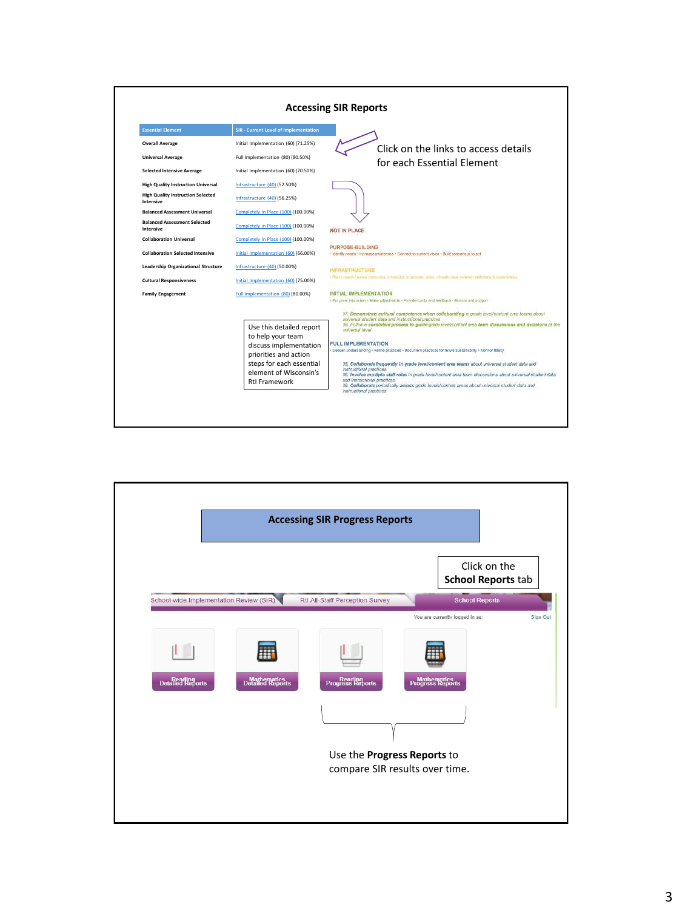## Accessing SIR Reports

| Essential Element | SIR - Current Level of Implementation |
|---|---|
| Overall Average | Initial Implementation (60) (71.25%) |
| Universal Average | Full Implementation (80) (80.50%) |
| Selected Intensive Average | Initial Implementation (60) (70.50%) |
| High Quality Instruction Universal | Infrastructure (40) (52.50%) |
| High Quality Instruction Selected Intensive | Infrastructure (40) (56.25%) |
| Balanced Assessment Universal | Completely in Place (100) (100.00%) |
| Balanced Assessment Selected Intensive | Completely in Place (100) (100.00%) |
| Collaboration Universal | Completely in Place (100) (100.00%) |
| Collaboration Selected Intensive | Initial Implementation (60) (66.00%) |
| Leadership Organizational Structure | Infrastructure (40) (50.00%) |
| Cultural Responsiveness | Initial Implementation (60) (75.00%) |
| Family Engagement | Full Implementation (80) (80.00%) |

Click on the links to access details for each Essential Element

NOT IN PLACE

PURPOSE-BUILDING
• Identify needs • Increase awareness • Connect to current vision • Build consensus to act

INFRASTRUCTURE
• Plan / create / revise resources, schedules, structures, roles • Create clear common definitions & expectations

INITIAL IMPLEMENTATION
• Put plans into action • Make adjustments • Provide clarity and feedback • Monitor and support

37. **Demonstrate cultural competence when collaborating** in grade level/content area teams about universal student data and instructional practices
38. Follow a **consistent process to guide** grade level/content area **team discussions and decisions** at the universal level

FULL IMPLEMENTATION
• Deepen understanding • Refine practices • Document practices for future sustainability • Monitor fidelity

35. **Collaborate frequently in grade level/content area teams** about universal student data and instructional practices
36. **Involve multiple staff roles** in grade level/content area team discussions about universal student data and instructional practices
39. **Collaborate** periodically **across** grade levels/content areas about universal student data and instructional practices

Use this detailed report to help your team discuss implementation priorities and action steps for each essential element of Wisconsin's RtI Framework

## Accessing SIR Progress Reports

Click on the **School Reports** tab

School-wide Implementation Review (SIR) | RtI All-Staff Perception Survey | School Reports

You are currently logged in as: Sign Out

Reading Detailed Reports | Mathematics Detailed Reports | Reading Progress Reports | Mathematics Progress Reports

Use the **Progress Reports** to compare SIR results over time.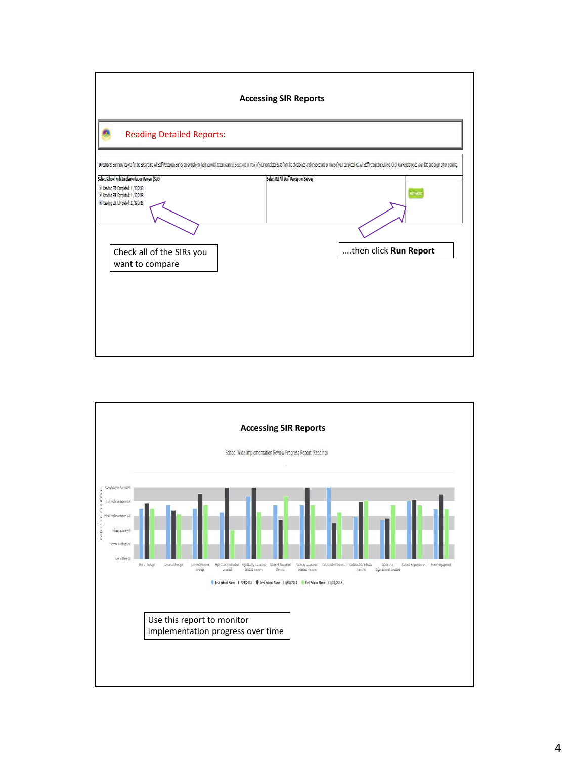## Accessing SIR Reports

Reading Detailed Reports:

Directions: Summary reports for the SIR and RtI All Staff Perception Survey are available to help you with action planning. Select one or more of your completed SIRs from the checkboxes and/or select one or more of your completed RtI All Staff Perception Surveys. Click Run Report to see your data and begin action planning.

| Select School-wide Implementation Review (SIR) | Select RtI All Staff Perception Survey | |
|---|---|---|
| Reading SIR Completed: 11/30/2018<br>Reading SIR Completed: 11/30/2018<br>Reading SIR Completed: 11/29/2018 | | Run Report |

Check all of the SIRs you want to compare

....then click **Run Report**

## Accessing SIR Reports

School Wide Implementation Review Progress Report (Reading)

Levels of Implementation: Completely in Place (100), Full Implementation (80), Initial Implementation (60), Infrastructure (40), Purpose Building (20), Not in Place (0)

Overall Average, Universal Average, Selected Intensive Average, High Quality Instruction Universal, High Quality Instruction Selected Intensive, Balanced Assessment Universal, Balanced Assessment Selected Intensive, Collaboration Universal, Collaboration Selected Intensive, Leadership Organizational Structure, Cultural Responsiveness, Family Engagement

Test School Name - 11/29/2018 | Test School Name - 11/30/2018 | Test School Name - 11/30/2018

Use this report to monitor implementation progress over time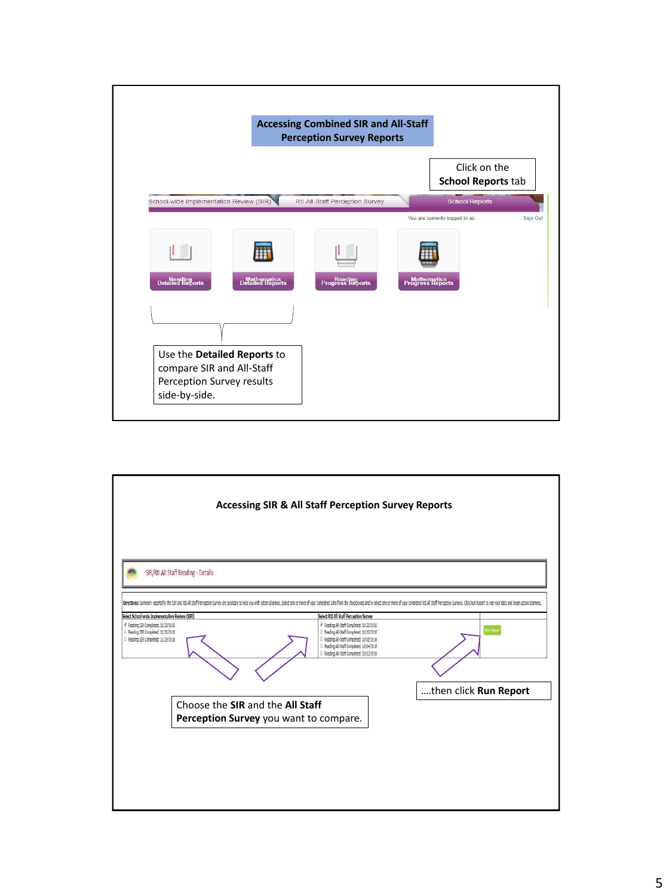## Accessing Combined SIR and All-Staff Perception Survey Reports

Click on the **School Reports** tab

School-wide Implementation Review (SIR) | RtI All-Staff Perception Survey | School Reports

You are currently logged in as: Sign Out

Reading Detailed Reports | Mathematics Detailed Reports | Reading Progress Reports | Mathematics Progress Reports

Use the **Detailed Reports** to compare SIR and All-Staff Perception Survey results side-by-side.

## Accessing SIR & All Staff Perception Survey Reports

SIR/RtI All Staff Reading - Details

Choose the **SIR** and the **All Staff Perception Survey** you want to compare.

....then click **Run Report**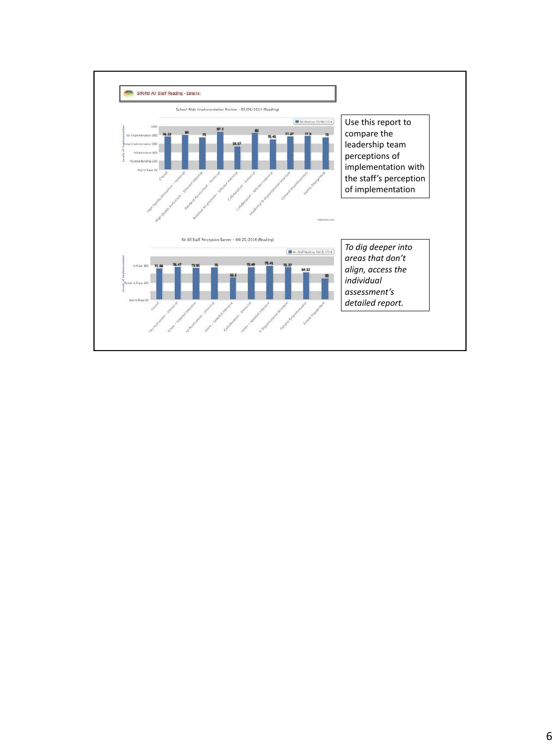SIR/RtI All Staff Reading - Details:

School Wide Implementation Review - 05/06/2014 (Reading)

SIR Reading 05/06/2014

(100)
Full Implementation (80)
Partial Implementation (60)
Infrastructure (40)
Purpose Building (20)
Not In Place (0)

Levels of Implementation

76.23
80
75
87.5
54.17
83
70.45
77.27
77.5
75

Overall
High Quality Instruction - Universal
High Quality Instruction - Selected Intensive
Balanced Assessment - Universal
Balanced Assessment - Selected Intensive
Collaboration - Universal
Collaboration - Selected Intensive
Leadership & Organizational Structure
Cultural Responsiveness
Family Engagement

Highcharts.com

Use this report to compare the leadership team perceptions of implementation with the staff's perception of implementation

RtI All Staff Perception Survey - 04/25/2014 (Reading)

All-Staff Reading 04/25/2014

In Place (80)
Partial in Place (40)
Not In Place (0)

Levels of Implementation

72.68
76.47
73.95
75
52.1
75.49
78.41
75.37
64.12
50

Overall
...lity Instruction - Universal
...ction - Selected Intensive
...d Assessment - Universal
...ment - Selected Intensive
Collaboration - Universal
...ration - Selected Intensive
...& Organizational Structure
Cultural Responsiveness
Family Engagement

*To dig deeper into areas that don't align, access the individual assessment's detailed report.*